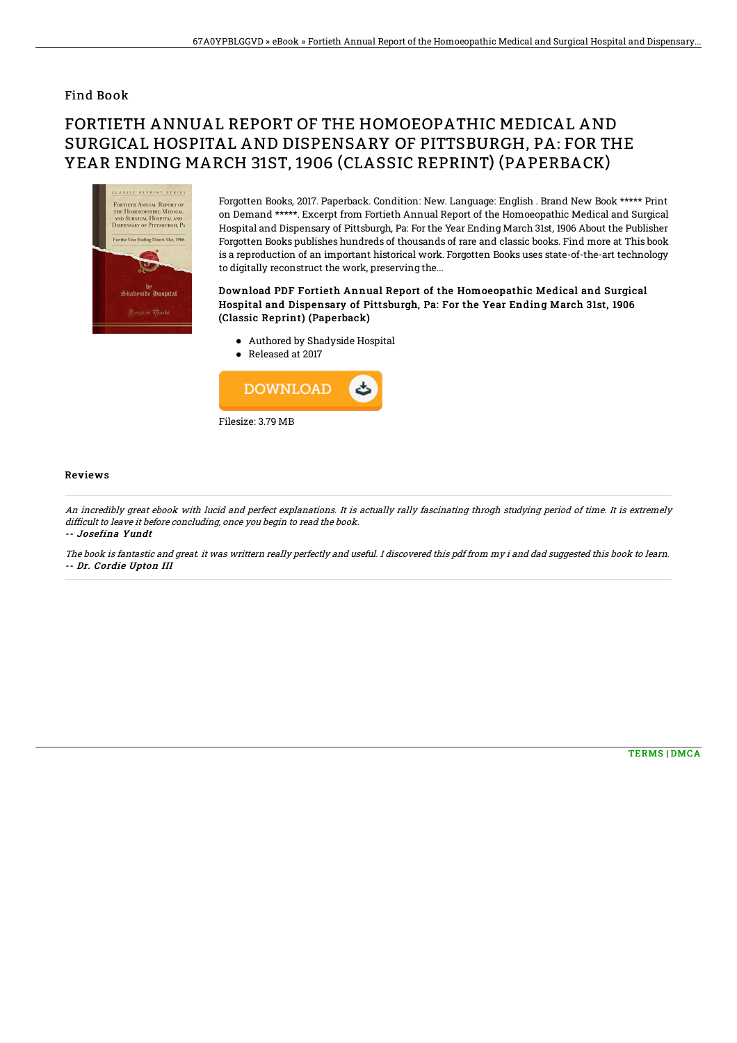## Find Book

# FORTIETH ANNUAL REPORT OF THE HOMOEOPATHIC MEDICAL AND SURGICAL HOSPITAL AND DISPENSARY OF PITTSBURGH, PA: FOR THE YEAR ENDING MARCH 31ST, 1906 (CLASSIC REPRINT) (PAPERBACK)

Forgotten Books, 2017. Paperback. Condition: New. Language: English . Brand New Book ***** Print on Demand *****. Excerpt from Fortieth Annual Report of the Homoeopathic Medical and Surgical Hospital and Dispensary of Pittsburgh, Pa: For the Year Ending March 31st, 1906 About the Publisher Forgotten Books publishes hundreds of thousands of rare and classic books. Find more at This book is a reproduction of an important historical work. Forgotten Books uses state-of-the-art technology to digitally reconstruct the work, preserving the...

### Download PDF Fortieth Annual Report of the Homoeopathic Medical and Surgical Hospital and Dispensary of Pittsburgh, Pa: For the Year Ending March 31st, 1906 (Classic Reprint) (Paperback)

- Authored by Shadyside Hospital
- Released at 2017

Filesize: 3.79 MB

### Reviews

*An incredibly great ebook with lucid and perfect explanations. It is actually rally fascinating throgh studying period of time. It is extremely difficult to leave it before concluding, once you begin to read the book.*

*-- Josefina Yundt*

*The book is fantastic and great. it was writtern really perfectly and useful. I discovered this pdf from my i and dad suggested this book to learn.*

*-- Dr. Cordie Upton III*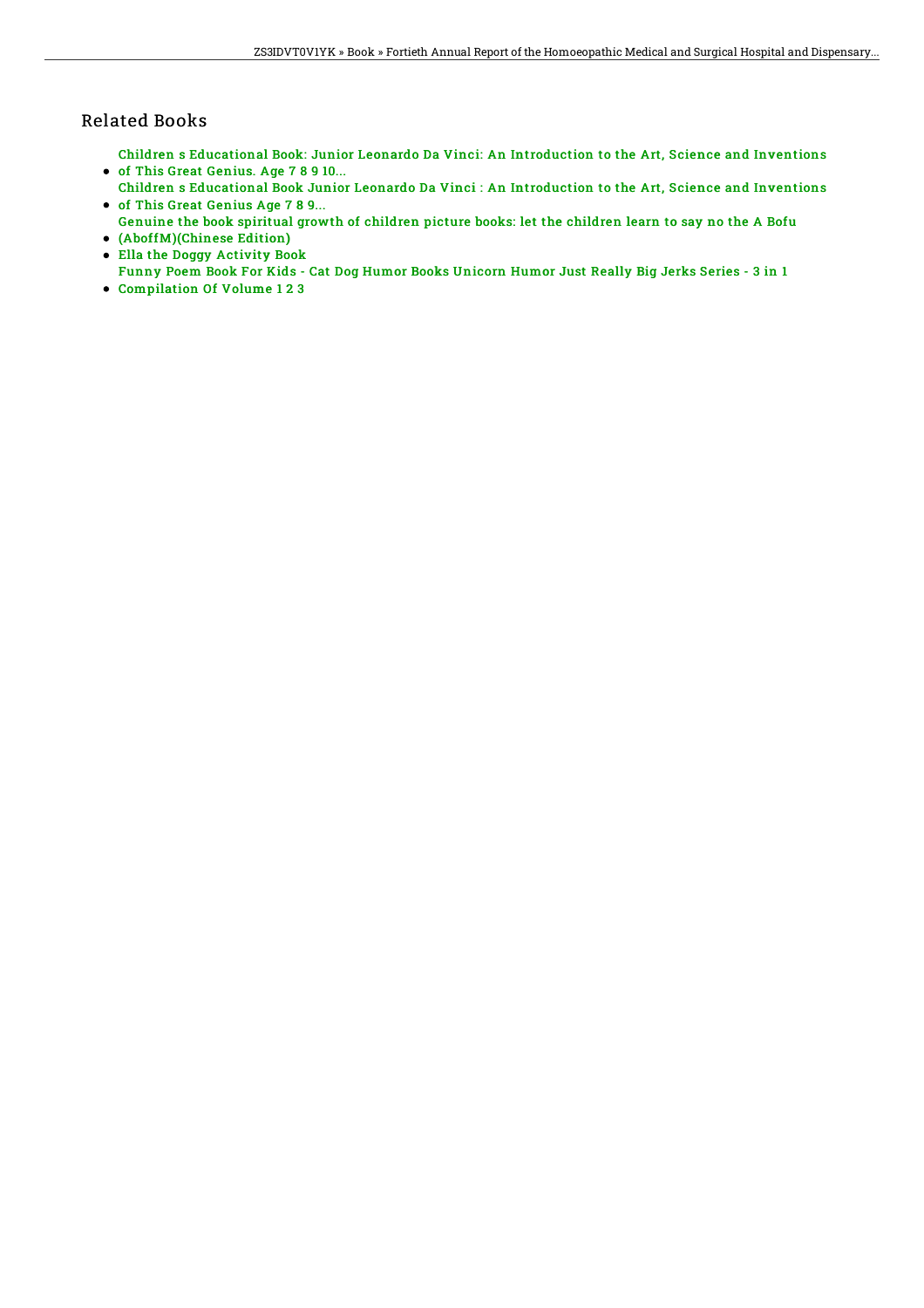## Related Books

- Children s Educational Book: Junior Leonardo Da Vinci: An Introduction to the Art, Science and Inventions of This Great Genius. Age 7 8 9 10...
- Children s Educational Book Junior Leonardo Da Vinci : An Introduction to the Art, Science and Inventions of This Great Genius Age 7 8 9...
- Genuine the book spiritual growth of children picture books: let the children learn to say no the A Bofu (AboffM)(Chinese Edition)
- Ella the Doggy Activity Book
- Funny Poem Book For Kids - Cat Dog Humor Books Unicorn Humor Just Really Big Jerks Series - 3 in 1 Compilation Of Volume 1 2 3